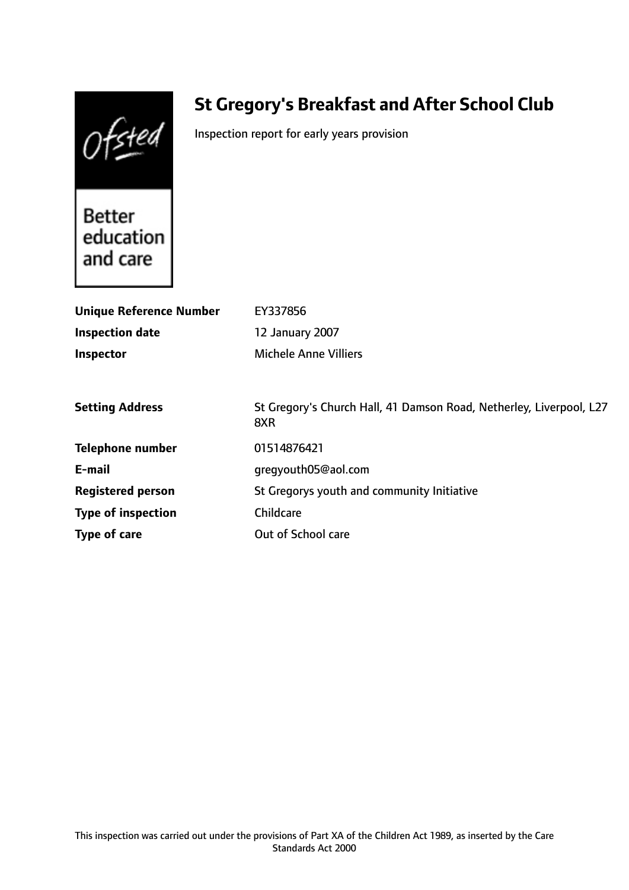Ofsted

Better education and care

# St Gregory's Breakfast and After School Club

Inspection report for early years provision

| | |
|---|---|
| **Unique Reference Number** | EY337856 |
| **Inspection date** | 12 January 2007 |
| **Inspector** | Michele Anne Villiers |

| | |
|---|---|
| **Setting Address** | St Gregory's Church Hall, 41 Damson Road, Netherley, Liverpool, L27 8XR |
| **Telephone number** | 01514876421 |
| **E-mail** | gregyouth05@aol.com |
| **Registered person** | St Gregorys youth and community Initiative |
| **Type of inspection** | Childcare |
| **Type of care** | Out of School care |

This inspection was carried out under the provisions of Part XA of the Children Act 1989, as inserted by the Care Standards Act 2000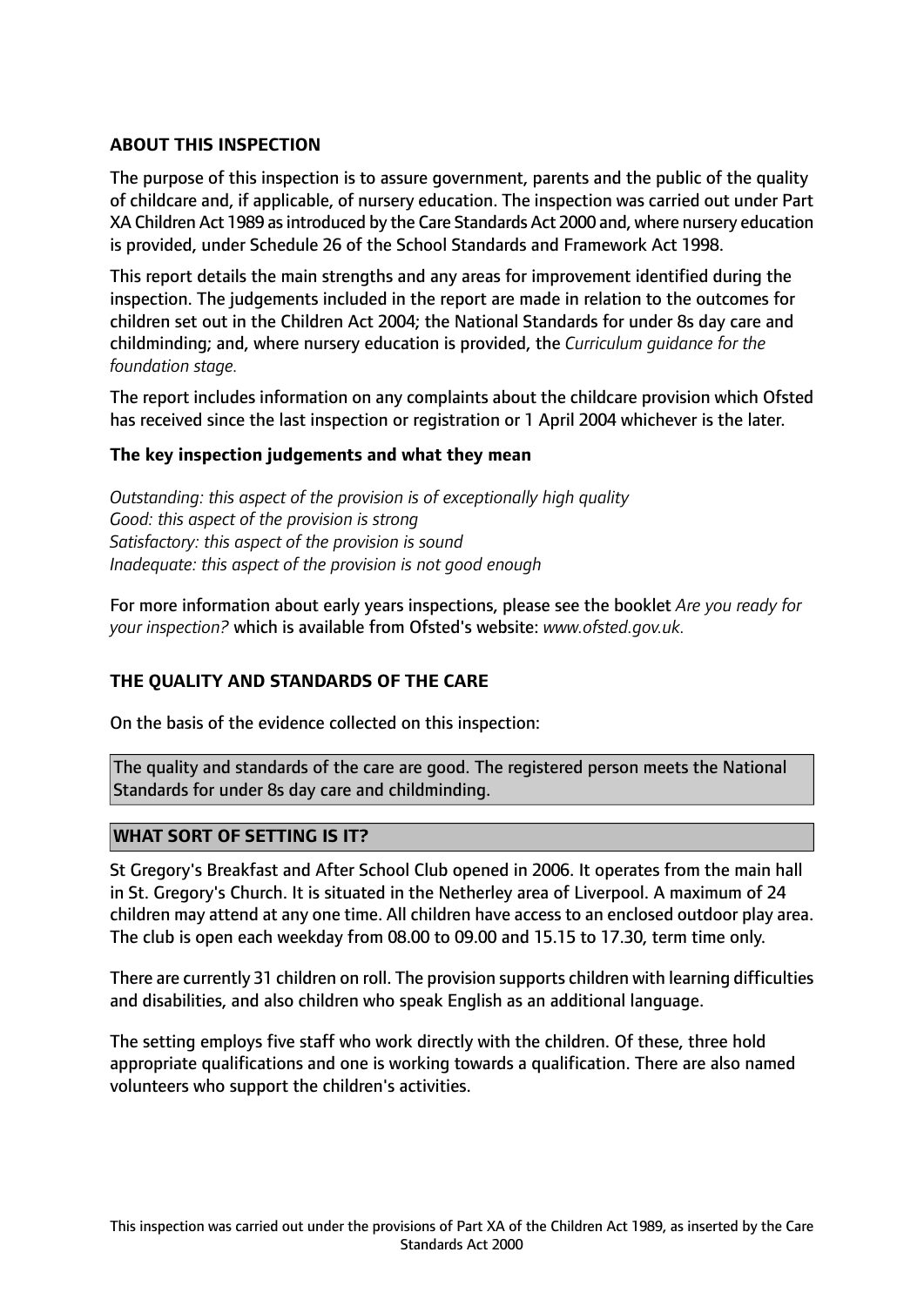## ABOUT THIS INSPECTION

The purpose of this inspection is to assure government, parents and the public of the quality of childcare and, if applicable, of nursery education. The inspection was carried out under Part XA Children Act 1989 as introduced by the Care Standards Act 2000 and, where nursery education is provided, under Schedule 26 of the School Standards and Framework Act 1998.

This report details the main strengths and any areas for improvement identified during the inspection. The judgements included in the report are made in relation to the outcomes for children set out in the Children Act 2004; the National Standards for under 8s day care and childminding; and, where nursery education is provided, the *Curriculum guidance for the foundation stage.*

The report includes information on any complaints about the childcare provision which Ofsted has received since the last inspection or registration or 1 April 2004 whichever is the later.

### The key inspection judgements and what they mean

*Outstanding: this aspect of the provision is of exceptionally high quality*
*Good: this aspect of the provision is strong*
*Satisfactory: this aspect of the provision is sound*
*Inadequate: this aspect of the provision is not good enough*

For more information about early years inspections, please see the booklet *Are you ready for your inspection?* which is available from Ofsted's website: *www.ofsted.gov.uk.*

## THE QUALITY AND STANDARDS OF THE CARE

On the basis of the evidence collected on this inspection:

The quality and standards of the care are good. The registered person meets the National Standards for under 8s day care and childminding.

## WHAT SORT OF SETTING IS IT?

St Gregory's Breakfast and After School Club opened in 2006. It operates from the main hall in St. Gregory's Church. It is situated in the Netherley area of Liverpool. A maximum of 24 children may attend at any one time. All children have access to an enclosed outdoor play area. The club is open each weekday from 08.00 to 09.00 and 15.15 to 17.30, term time only.

There are currently 31 children on roll. The provision supports children with learning difficulties and disabilities, and also children who speak English as an additional language.

The setting employs five staff who work directly with the children. Of these, three hold appropriate qualifications and one is working towards a qualification. There are also named volunteers who support the children's activities.

This inspection was carried out under the provisions of Part XA of the Children Act 1989, as inserted by the Care Standards Act 2000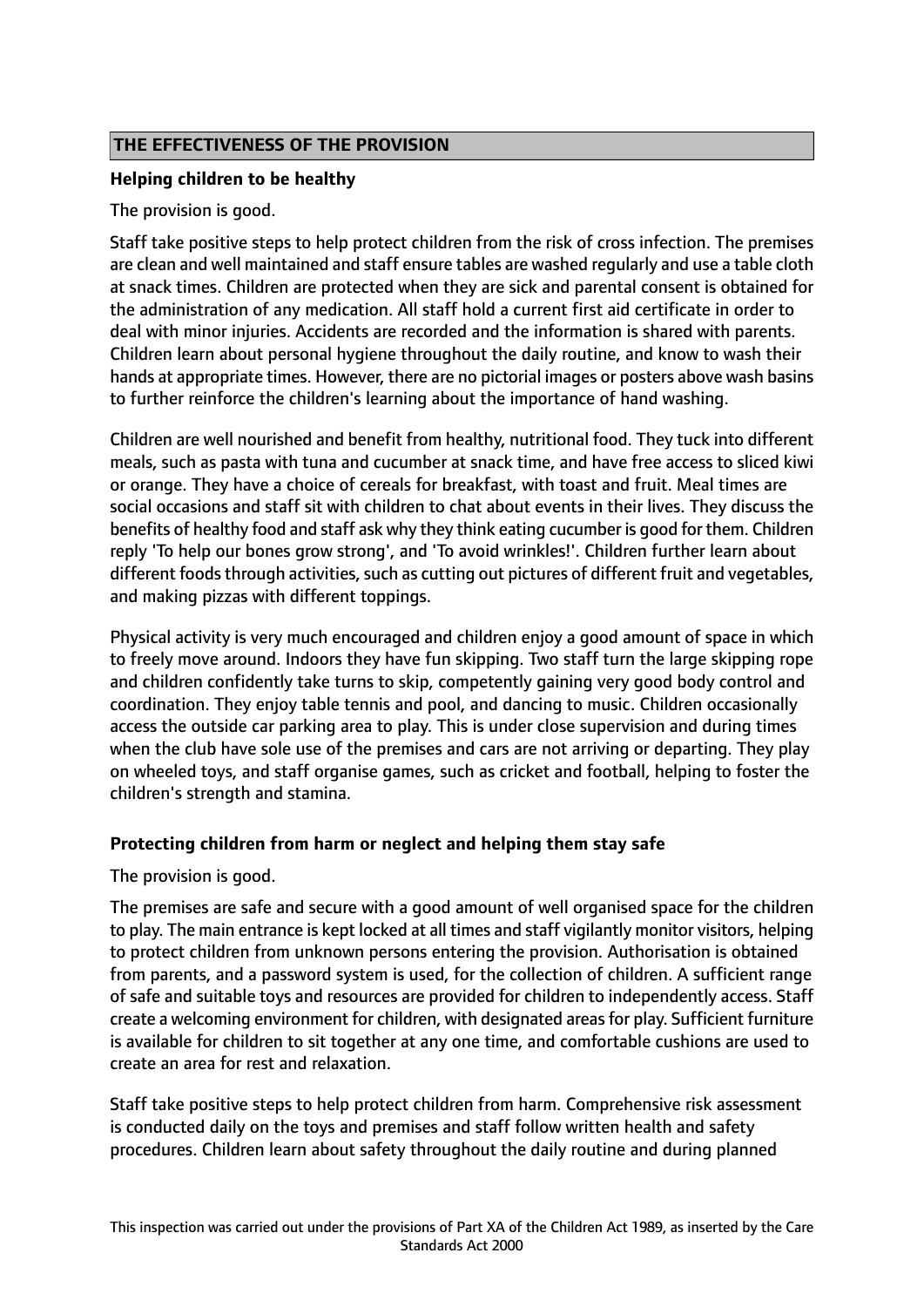## THE EFFECTIVENESS OF THE PROVISION

### Helping children to be healthy

The provision is good.

Staff take positive steps to help protect children from the risk of cross infection. The premises are clean and well maintained and staff ensure tables are washed regularly and use a table cloth at snack times. Children are protected when they are sick and parental consent is obtained for the administration of any medication. All staff hold a current first aid certificate in order to deal with minor injuries. Accidents are recorded and the information is shared with parents. Children learn about personal hygiene throughout the daily routine, and know to wash their hands at appropriate times. However, there are no pictorial images or posters above wash basins to further reinforce the children's learning about the importance of hand washing.

Children are well nourished and benefit from healthy, nutritional food. They tuck into different meals, such as pasta with tuna and cucumber at snack time, and have free access to sliced kiwi or orange. They have a choice of cereals for breakfast, with toast and fruit. Meal times are social occasions and staff sit with children to chat about events in their lives. They discuss the benefits of healthy food and staff ask why they think eating cucumber is good for them. Children reply 'To help our bones grow strong', and 'To avoid wrinkles!'. Children further learn about different foods through activities, such as cutting out pictures of different fruit and vegetables, and making pizzas with different toppings.

Physical activity is very much encouraged and children enjoy a good amount of space in which to freely move around. Indoors they have fun skipping. Two staff turn the large skipping rope and children confidently take turns to skip, competently gaining very good body control and coordination. They enjoy table tennis and pool, and dancing to music. Children occasionally access the outside car parking area to play. This is under close supervision and during times when the club have sole use of the premises and cars are not arriving or departing. They play on wheeled toys, and staff organise games, such as cricket and football, helping to foster the children's strength and stamina.

### Protecting children from harm or neglect and helping them stay safe

The provision is good.

The premises are safe and secure with a good amount of well organised space for the children to play. The main entrance is kept locked at all times and staff vigilantly monitor visitors, helping to protect children from unknown persons entering the provision. Authorisation is obtained from parents, and a password system is used, for the collection of children. A sufficient range of safe and suitable toys and resources are provided for children to independently access. Staff create a welcoming environment for children, with designated areas for play. Sufficient furniture is available for children to sit together at any one time, and comfortable cushions are used to create an area for rest and relaxation.

Staff take positive steps to help protect children from harm. Comprehensive risk assessment is conducted daily on the toys and premises and staff follow written health and safety procedures. Children learn about safety throughout the daily routine and during planned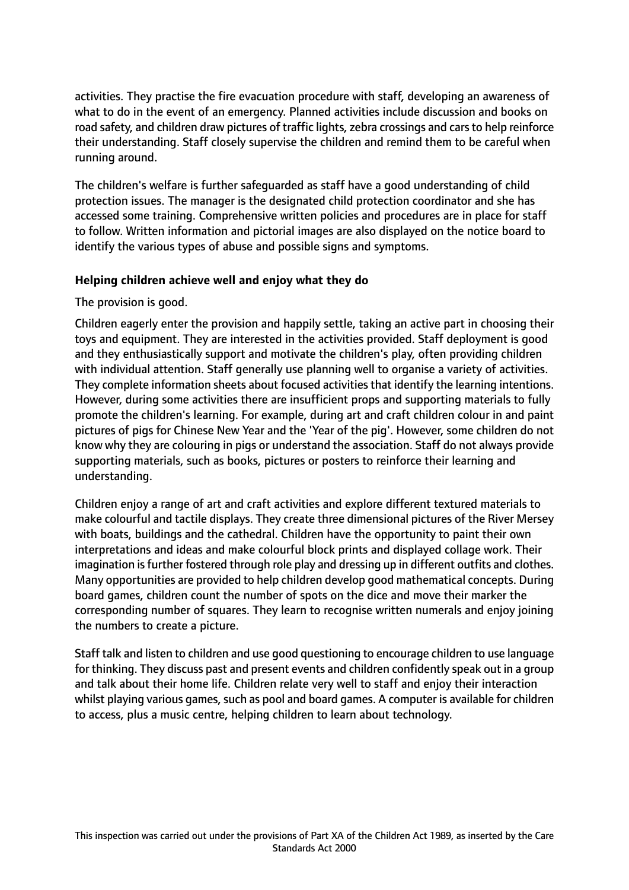activities. They practise the fire evacuation procedure with staff, developing an awareness of what to do in the event of an emergency. Planned activities include discussion and books on road safety, and children draw pictures of traffic lights, zebra crossings and cars to help reinforce their understanding. Staff closely supervise the children and remind them to be careful when running around.

The children's welfare is further safeguarded as staff have a good understanding of child protection issues. The manager is the designated child protection coordinator and she has accessed some training. Comprehensive written policies and procedures are in place for staff to follow. Written information and pictorial images are also displayed on the notice board to identify the various types of abuse and possible signs and symptoms.

**Helping children achieve well and enjoy what they do**

The provision is good.

Children eagerly enter the provision and happily settle, taking an active part in choosing their toys and equipment. They are interested in the activities provided. Staff deployment is good and they enthusiastically support and motivate the children's play, often providing children with individual attention. Staff generally use planning well to organise a variety of activities. They complete information sheets about focused activities that identify the learning intentions. However, during some activities there are insufficient props and supporting materials to fully promote the children's learning. For example, during art and craft children colour in and paint pictures of pigs for Chinese New Year and the 'Year of the pig'. However, some children do not know why they are colouring in pigs or understand the association. Staff do not always provide supporting materials, such as books, pictures or posters to reinforce their learning and understanding.

Children enjoy a range of art and craft activities and explore different textured materials to make colourful and tactile displays. They create three dimensional pictures of the River Mersey with boats, buildings and the cathedral. Children have the opportunity to paint their own interpretations and ideas and make colourful block prints and displayed collage work. Their imagination is further fostered through role play and dressing up in different outfits and clothes. Many opportunities are provided to help children develop good mathematical concepts. During board games, children count the number of spots on the dice and move their marker the corresponding number of squares. They learn to recognise written numerals and enjoy joining the numbers to create a picture.

Staff talk and listen to children and use good questioning to encourage children to use language for thinking. They discuss past and present events and children confidently speak out in a group and talk about their home life. Children relate very well to staff and enjoy their interaction whilst playing various games, such as pool and board games. A computer is available for children to access, plus a music centre, helping children to learn about technology.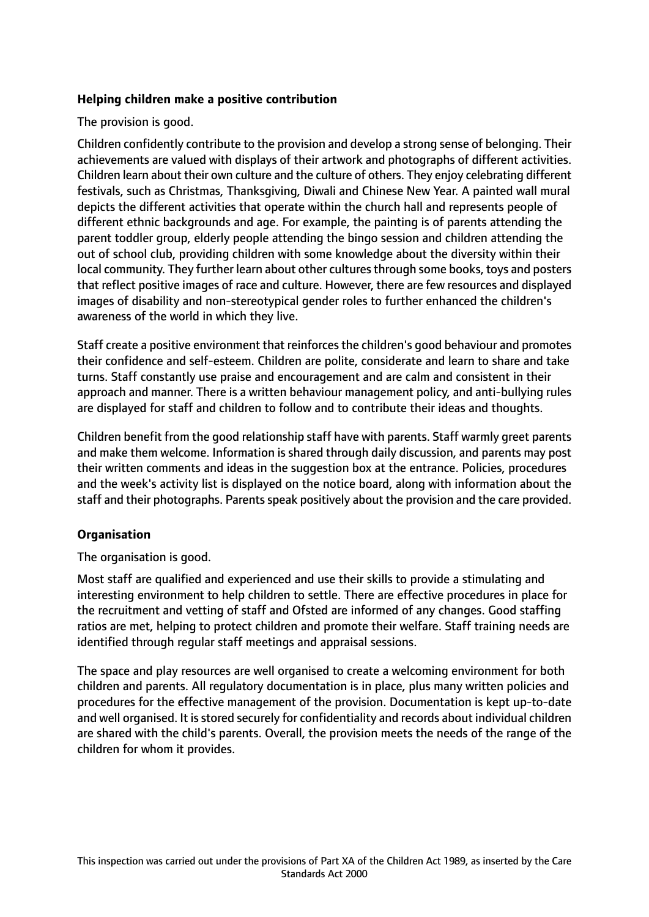### Helping children make a positive contribution

The provision is good.

Children confidently contribute to the provision and develop a strong sense of belonging. Their achievements are valued with displays of their artwork and photographs of different activities. Children learn about their own culture and the culture of others. They enjoy celebrating different festivals, such as Christmas, Thanksgiving, Diwali and Chinese New Year. A painted wall mural depicts the different activities that operate within the church hall and represents people of different ethnic backgrounds and age. For example, the painting is of parents attending the parent toddler group, elderly people attending the bingo session and children attending the out of school club, providing children with some knowledge about the diversity within their local community. They further learn about other cultures through some books, toys and posters that reflect positive images of race and culture. However, there are few resources and displayed images of disability and non-stereotypical gender roles to further enhanced the children's awareness of the world in which they live.

Staff create a positive environment that reinforces the children's good behaviour and promotes their confidence and self-esteem. Children are polite, considerate and learn to share and take turns. Staff constantly use praise and encouragement and are calm and consistent in their approach and manner. There is a written behaviour management policy, and anti-bullying rules are displayed for staff and children to follow and to contribute their ideas and thoughts.

Children benefit from the good relationship staff have with parents. Staff warmly greet parents and make them welcome. Information is shared through daily discussion, and parents may post their written comments and ideas in the suggestion box at the entrance. Policies, procedures and the week's activity list is displayed on the notice board, along with information about the staff and their photographs. Parents speak positively about the provision and the care provided.

### Organisation

The organisation is good.

Most staff are qualified and experienced and use their skills to provide a stimulating and interesting environment to help children to settle. There are effective procedures in place for the recruitment and vetting of staff and Ofsted are informed of any changes. Good staffing ratios are met, helping to protect children and promote their welfare. Staff training needs are identified through regular staff meetings and appraisal sessions.

The space and play resources are well organised to create a welcoming environment for both children and parents. All regulatory documentation is in place, plus many written policies and procedures for the effective management of the provision. Documentation is kept up-to-date and well organised. It is stored securely for confidentiality and records about individual children are shared with the child's parents. Overall, the provision meets the needs of the range of the children for whom it provides.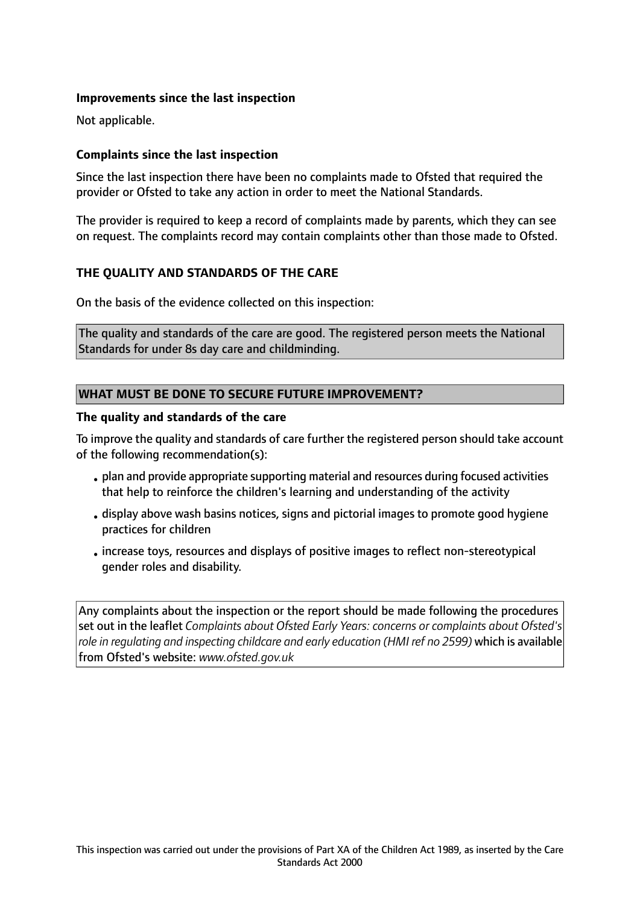**Improvements since the last inspection**

Not applicable.

**Complaints since the last inspection**

Since the last inspection there have been no complaints made to Ofsted that required the provider or Ofsted to take any action in order to meet the National Standards.

The provider is required to keep a record of complaints made by parents, which they can see on request. The complaints record may contain complaints other than those made to Ofsted.

**THE QUALITY AND STANDARDS OF THE CARE**

On the basis of the evidence collected on this inspection:

The quality and standards of the care are good. The registered person meets the National Standards for under 8s day care and childminding.

**WHAT MUST BE DONE TO SECURE FUTURE IMPROVEMENT?**

**The quality and standards of the care**

To improve the quality and standards of care further the registered person should take account of the following recommendation(s):

- plan and provide appropriate supporting material and resources during focused activities that help to reinforce the children's learning and understanding of the activity
- display above wash basins notices, signs and pictorial images to promote good hygiene practices for children
- increase toys, resources and displays of positive images to reflect non-stereotypical gender roles and disability.

Any complaints about the inspection or the report should be made following the procedures set out in the leaflet *Complaints about Ofsted Early Years: concerns or complaints about Ofsted's role in regulating and inspecting childcare and early education (HMI ref no 2599)* which is available from Ofsted's website: *www.ofsted.gov.uk*

This inspection was carried out under the provisions of Part XA of the Children Act 1989, as inserted by the Care Standards Act 2000